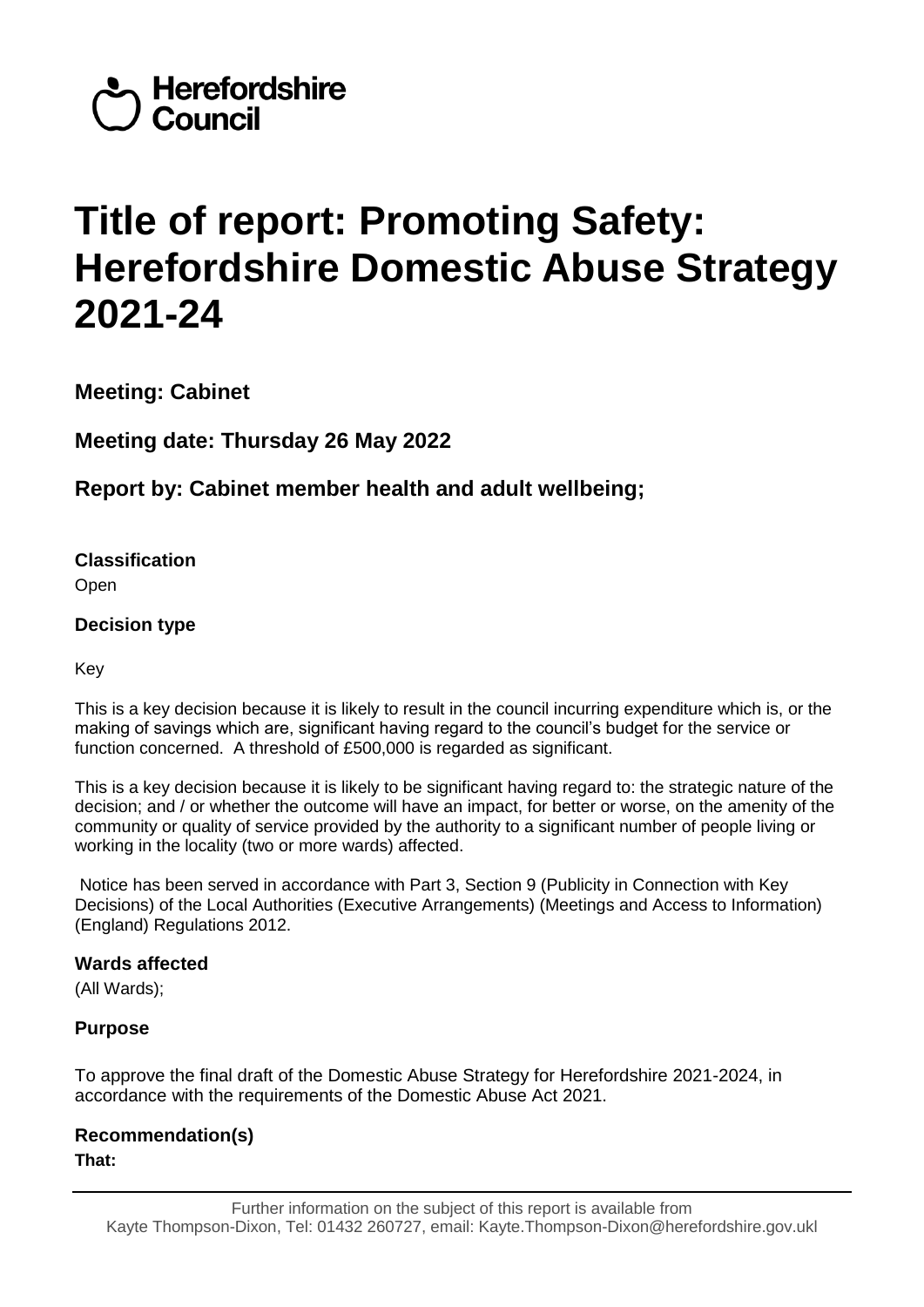Herefordshire Council

# Title of report: Promoting Safety: Herefordshire Domestic Abuse Strategy 2021-24

## Meeting: Cabinet

## Meeting date: Thursday 26 May 2022

## Report by: Cabinet member health and adult wellbeing;

### Classification

Open

### Decision type

Key

This is a key decision because it is likely to result in the council incurring expenditure which is, or the making of savings which are, significant having regard to the council's budget for the service or function concerned. A threshold of £500,000 is regarded as significant.

This is a key decision because it is likely to be significant having regard to: the strategic nature of the decision; and / or whether the outcome will have an impact, for better or worse, on the amenity of the community or quality of service provided by the authority to a significant number of people living or working in the locality (two or more wards) affected.

Notice has been served in accordance with Part 3, Section 9 (Publicity in Connection with Key Decisions) of the Local Authorities (Executive Arrangements) (Meetings and Access to Information) (England) Regulations 2012.

### Wards affected

(All Wards);

### Purpose

To approve the final draft of the Domestic Abuse Strategy for Herefordshire 2021-2024, in accordance with the requirements of the Domestic Abuse Act 2021.

### Recommendation(s)

**That:**

Further information on the subject of this report is available from
Kayte Thompson-Dixon, Tel: 01432 260727, email: Kayte.Thompson-Dixon@herefordshire.gov.ukl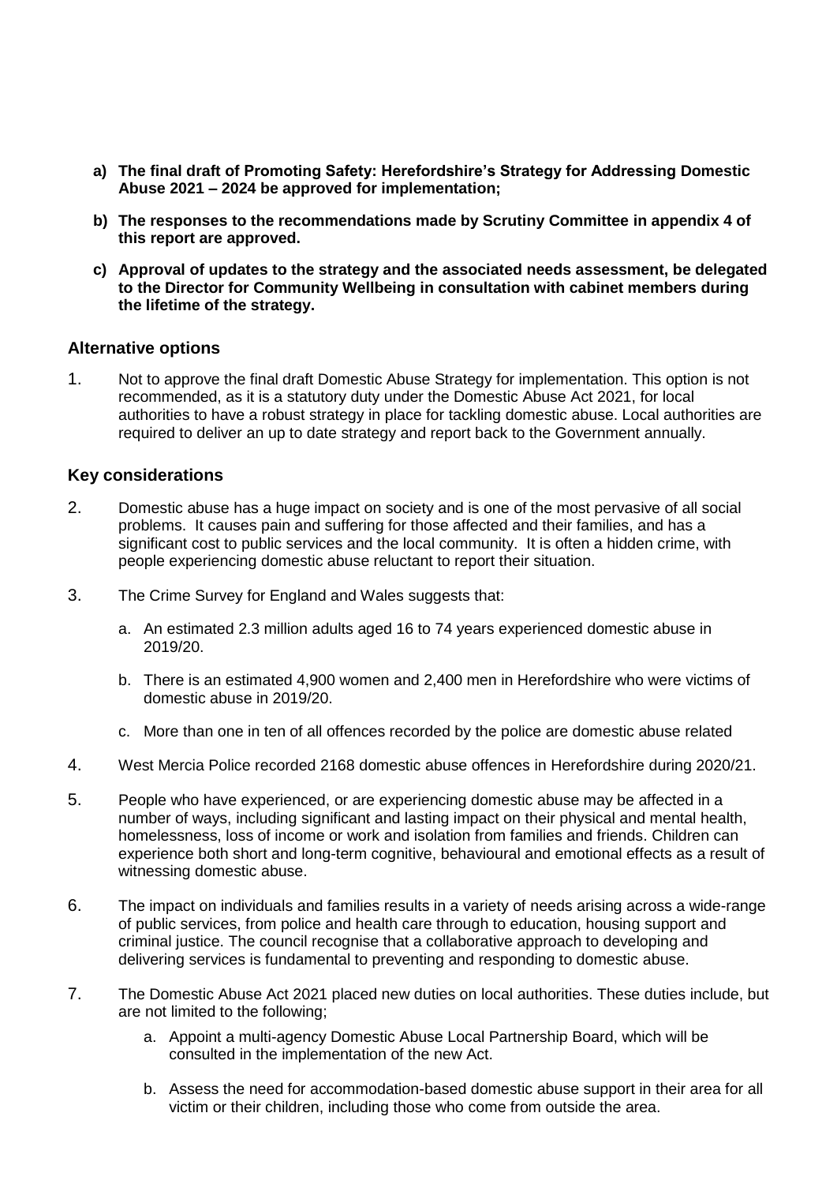**a) The final draft of Promoting Safety: Herefordshire's Strategy for Addressing Domestic Abuse 2021 – 2024 be approved for implementation;**

**b) The responses to the recommendations made by Scrutiny Committee in appendix 4 of this report are approved.**

**c) Approval of updates to the strategy and the associated needs assessment, be delegated to the Director for Community Wellbeing in consultation with cabinet members during the lifetime of the strategy.**

## Alternative options

1. Not to approve the final draft Domestic Abuse Strategy for implementation. This option is not recommended, as it is a statutory duty under the Domestic Abuse Act 2021, for local authorities to have a robust strategy in place for tackling domestic abuse. Local authorities are required to deliver an up to date strategy and report back to the Government annually.

## Key considerations

2. Domestic abuse has a huge impact on society and is one of the most pervasive of all social problems. It causes pain and suffering for those affected and their families, and has a significant cost to public services and the local community. It is often a hidden crime, with people experiencing domestic abuse reluctant to report their situation.

3. The Crime Survey for England and Wales suggests that:

   a. An estimated 2.3 million adults aged 16 to 74 years experienced domestic abuse in 2019/20.

   b. There is an estimated 4,900 women and 2,400 men in Herefordshire who were victims of domestic abuse in 2019/20.

   c. More than one in ten of all offences recorded by the police are domestic abuse related

4. West Mercia Police recorded 2168 domestic abuse offences in Herefordshire during 2020/21.

5. People who have experienced, or are experiencing domestic abuse may be affected in a number of ways, including significant and lasting impact on their physical and mental health, homelessness, loss of income or work and isolation from families and friends. Children can experience both short and long-term cognitive, behavioural and emotional effects as a result of witnessing domestic abuse.

6. The impact on individuals and families results in a variety of needs arising across a wide-range of public services, from police and health care through to education, housing support and criminal justice. The council recognise that a collaborative approach to developing and delivering services is fundamental to preventing and responding to domestic abuse.

7. The Domestic Abuse Act 2021 placed new duties on local authorities. These duties include, but are not limited to the following;

   a. Appoint a multi-agency Domestic Abuse Local Partnership Board, which will be consulted in the implementation of the new Act.

   b. Assess the need for accommodation-based domestic abuse support in their area for all victim or their children, including those who come from outside the area.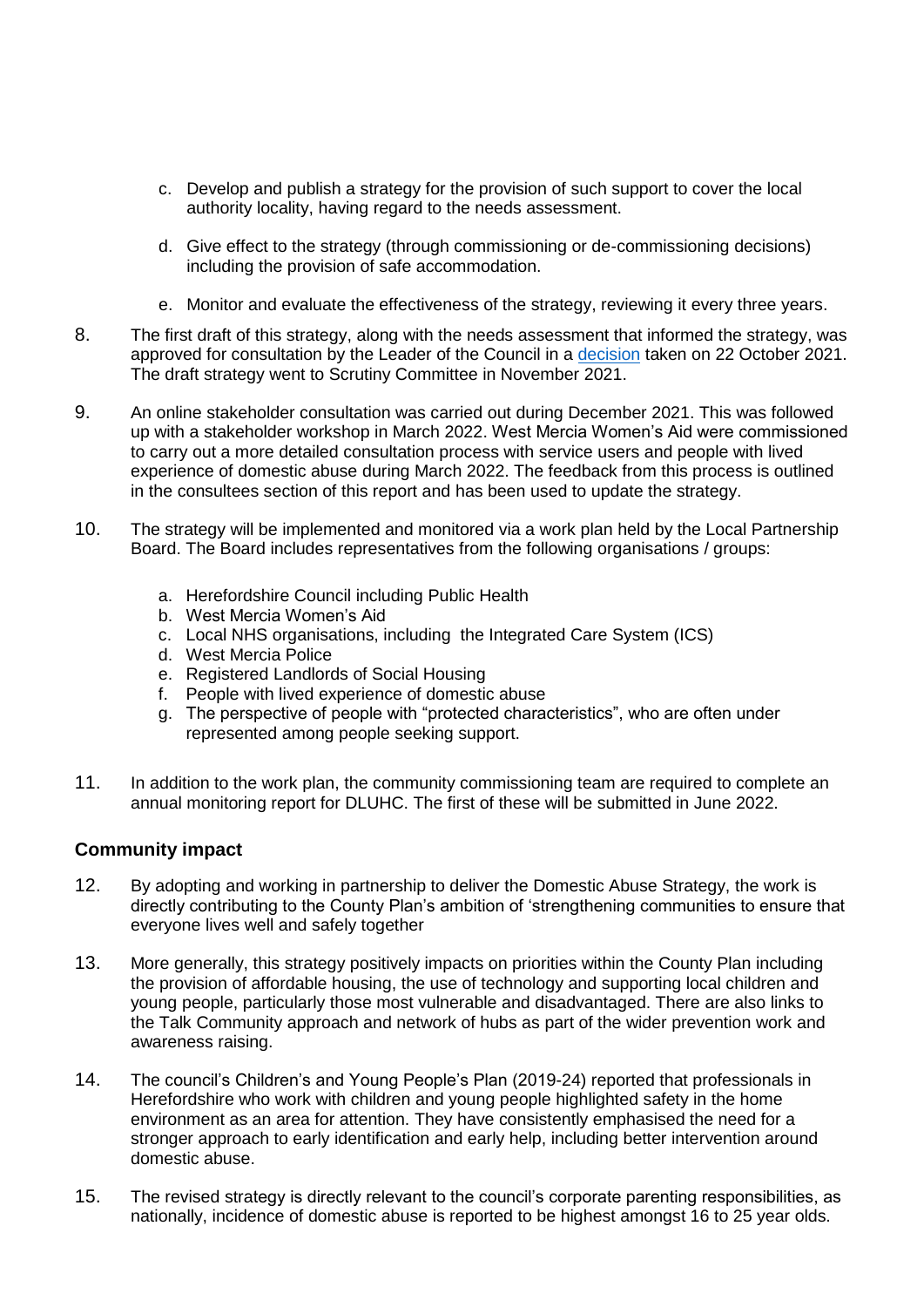c. Develop and publish a strategy for the provision of such support to cover the local authority locality, having regard to the needs assessment.

d. Give effect to the strategy (through commissioning or de-commissioning decisions) including the provision of safe accommodation.

e. Monitor and evaluate the effectiveness of the strategy, reviewing it every three years.

8. The first draft of this strategy, along with the needs assessment that informed the strategy, was approved for consultation by the Leader of the Council in a [decision](#) taken on 22 October 2021. The draft strategy went to Scrutiny Committee in November 2021.

9. An online stakeholder consultation was carried out during December 2021. This was followed up with a stakeholder workshop in March 2022. West Mercia Women's Aid were commissioned to carry out a more detailed consultation process with service users and people with lived experience of domestic abuse during March 2022. The feedback from this process is outlined in the consultees section of this report and has been used to update the strategy.

10. The strategy will be implemented and monitored via a work plan held by the Local Partnership Board. The Board includes representatives from the following organisations / groups:

    a. Herefordshire Council including Public Health
    b. West Mercia Women's Aid
    c. Local NHS organisations, including the Integrated Care System (ICS)
    d. West Mercia Police
    e. Registered Landlords of Social Housing
    f. People with lived experience of domestic abuse
    g. The perspective of people with "protected characteristics", who are often under represented among people seeking support.

11. In addition to the work plan, the community commissioning team are required to complete an annual monitoring report for DLUHC. The first of these will be submitted in June 2022.

## Community impact

12. By adopting and working in partnership to deliver the Domestic Abuse Strategy, the work is directly contributing to the County Plan's ambition of 'strengthening communities to ensure that everyone lives well and safely together

13. More generally, this strategy positively impacts on priorities within the County Plan including the provision of affordable housing, the use of technology and supporting local children and young people, particularly those most vulnerable and disadvantaged. There are also links to the Talk Community approach and network of hubs as part of the wider prevention work and awareness raising.

14. The council's Children's and Young People's Plan (2019-24) reported that professionals in Herefordshire who work with children and young people highlighted safety in the home environment as an area for attention. They have consistently emphasised the need for a stronger approach to early identification and early help, including better intervention around domestic abuse.

15. The revised strategy is directly relevant to the council's corporate parenting responsibilities, as nationally, incidence of domestic abuse is reported to be highest amongst 16 to 25 year olds.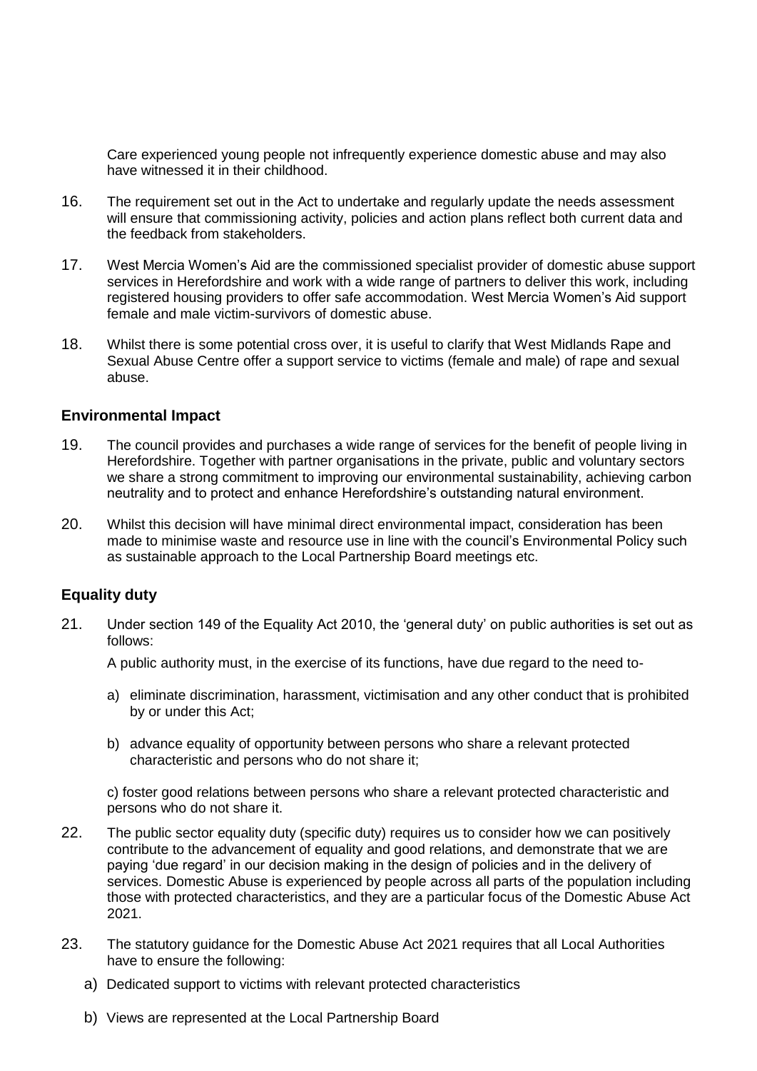Care experienced young people not infrequently experience domestic abuse and may also have witnessed it in their childhood.

16. The requirement set out in the Act to undertake and regularly update the needs assessment will ensure that commissioning activity, policies and action plans reflect both current data and the feedback from stakeholders.

17. West Mercia Women's Aid are the commissioned specialist provider of domestic abuse support services in Herefordshire and work with a wide range of partners to deliver this work, including registered housing providers to offer safe accommodation. West Mercia Women's Aid support female and male victim-survivors of domestic abuse.

18. Whilst there is some potential cross over, it is useful to clarify that West Midlands Rape and Sexual Abuse Centre offer a support service to victims (female and male) of rape and sexual abuse.

### Environmental Impact

19. The council provides and purchases a wide range of services for the benefit of people living in Herefordshire. Together with partner organisations in the private, public and voluntary sectors we share a strong commitment to improving our environmental sustainability, achieving carbon neutrality and to protect and enhance Herefordshire's outstanding natural environment.

20. Whilst this decision will have minimal direct environmental impact, consideration has been made to minimise waste and resource use in line with the council's Environmental Policy such as sustainable approach to the Local Partnership Board meetings etc.

### Equality duty

21. Under section 149 of the Equality Act 2010, the 'general duty' on public authorities is set out as follows:

    A public authority must, in the exercise of its functions, have due regard to the need to-

    a) eliminate discrimination, harassment, victimisation and any other conduct that is prohibited by or under this Act;

    b) advance equality of opportunity between persons who share a relevant protected characteristic and persons who do not share it;

    c) foster good relations between persons who share a relevant protected characteristic and persons who do not share it.

22. The public sector equality duty (specific duty) requires us to consider how we can positively contribute to the advancement of equality and good relations, and demonstrate that we are paying 'due regard' in our decision making in the design of policies and in the delivery of services. Domestic Abuse is experienced by people across all parts of the population including those with protected characteristics, and they are a particular focus of the Domestic Abuse Act 2021.

23. The statutory guidance for the Domestic Abuse Act 2021 requires that all Local Authorities have to ensure the following:

    a) Dedicated support to victims with relevant protected characteristics

    b) Views are represented at the Local Partnership Board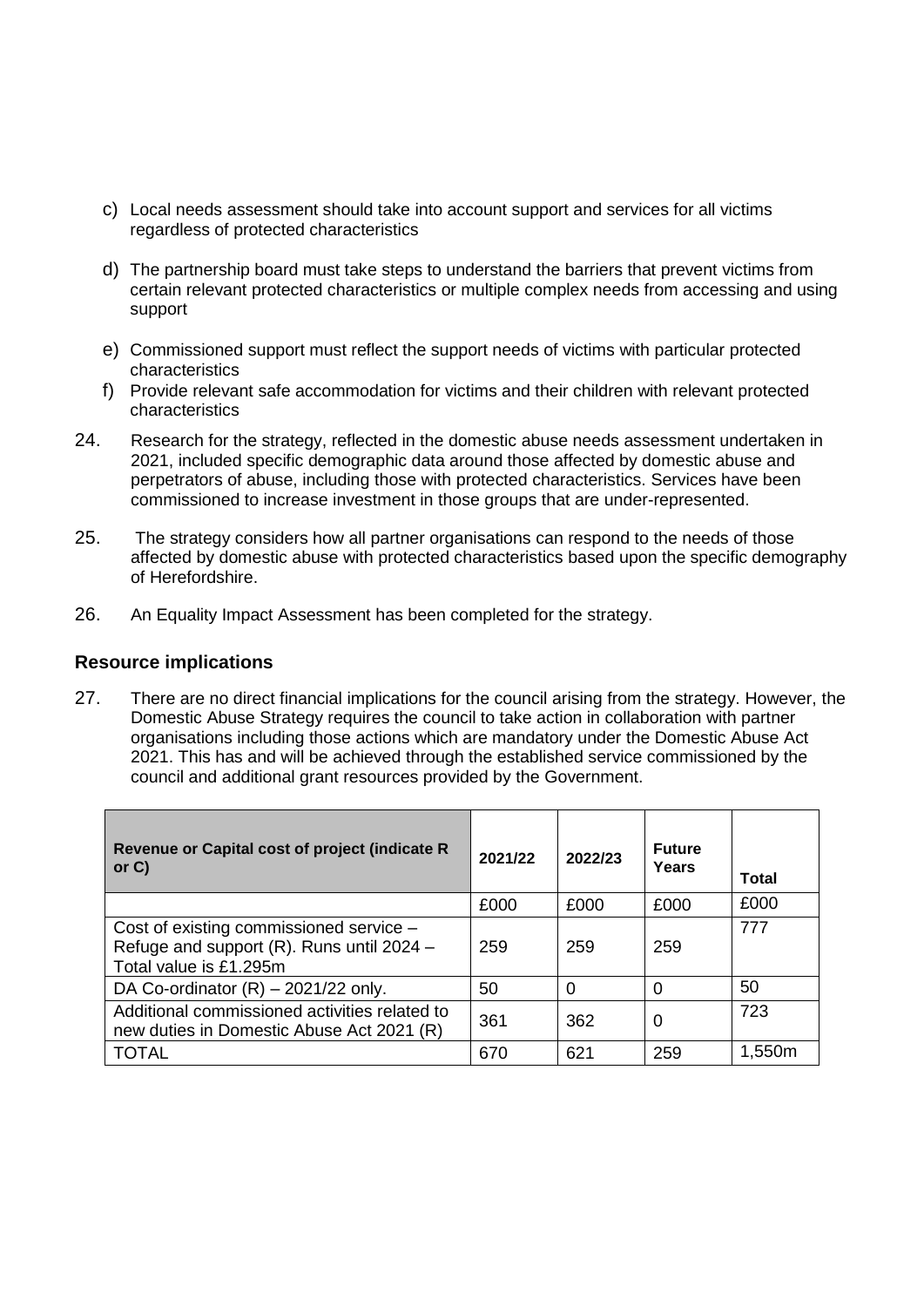c) Local needs assessment should take into account support and services for all victims regardless of protected characteristics

d) The partnership board must take steps to understand the barriers that prevent victims from certain relevant protected characteristics or multiple complex needs from accessing and using support

e) Commissioned support must reflect the support needs of victims with particular protected characteristics

f) Provide relevant safe accommodation for victims and their children with relevant protected characteristics

24. Research for the strategy, reflected in the domestic abuse needs assessment undertaken in 2021, included specific demographic data around those affected by domestic abuse and perpetrators of abuse, including those with protected characteristics. Services have been commissioned to increase investment in those groups that are under-represented.

25. The strategy considers how all partner organisations can respond to the needs of those affected by domestic abuse with protected characteristics based upon the specific demography of Herefordshire.

26. An Equality Impact Assessment has been completed for the strategy.

## Resource implications

27. There are no direct financial implications for the council arising from the strategy. However, the Domestic Abuse Strategy requires the council to take action in collaboration with partner organisations including those actions which are mandatory under the Domestic Abuse Act 2021. This has and will be achieved through the established service commissioned by the council and additional grant resources provided by the Government.

| Revenue or Capital cost of project (indicate R or C) | 2021/22 | 2022/23 | Future Years | Total |
|---|---|---|---|---|
| | £000 | £000 | £000 | £000 |
| Cost of existing commissioned service – Refuge and support (R). Runs until 2024 – Total value is £1.295m | 259 | 259 | 259 | 777 |
| DA Co-ordinator (R) – 2021/22 only. | 50 | 0 | 0 | 50 |
| Additional commissioned activities related to new duties in Domestic Abuse Act 2021 (R) | 361 | 362 | 0 | 723 |
| TOTAL | 670 | 621 | 259 | 1,550m |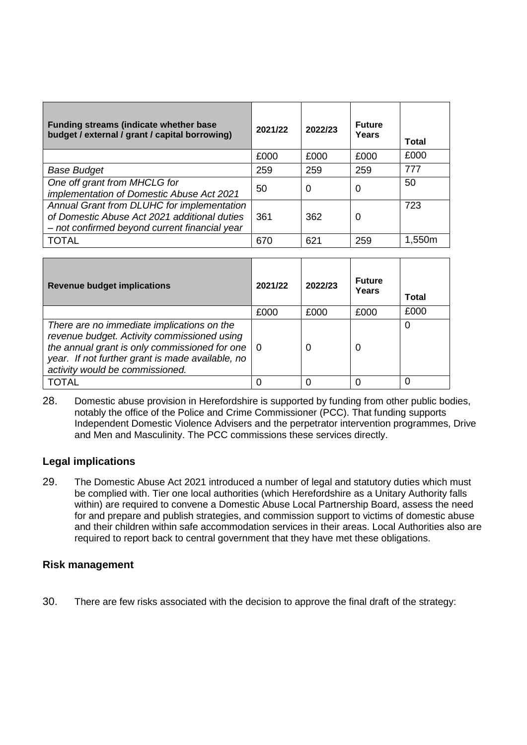| **Funding streams (indicate whether base budget / external / grant / capital borrowing)** | **2021/22** | **2022/23** | **Future Years** | **Total** |
|---|---|---|---|---|
| | £000 | £000 | £000 | £000 |
| *Base Budget* | 259 | 259 | 259 | 777 |
| *One off grant from MHCLG for implementation of Domestic Abuse Act 2021* | 50 | 0 | 0 | 50 |
| *Annual Grant from DLUHC for implementation of Domestic Abuse Act 2021 additional duties – not confirmed beyond current financial year* | 361 | 362 | 0 | 723 |
| TOTAL | 670 | 621 | 259 | 1,550m |

| **Revenue budget implications** | **2021/22** | **2022/23** | **Future Years** | **Total** |
|---|---|---|---|---|
| | £000 | £000 | £000 | £000 |
| *There are no immediate implications on the revenue budget. Activity commissioned using the annual grant is only commissioned for one year. If not further grant is made available, no activity would be commissioned.* | 0 | 0 | 0 | 0 |
| TOTAL | 0 | 0 | 0 | 0 |

28. Domestic abuse provision in Herefordshire is supported by funding from other public bodies, notably the office of the Police and Crime Commissioner (PCC). That funding supports Independent Domestic Violence Advisers and the perpetrator intervention programmes, Drive and Men and Masculinity. The PCC commissions these services directly.

## Legal implications

29. The Domestic Abuse Act 2021 introduced a number of legal and statutory duties which must be complied with. Tier one local authorities (which Herefordshire as a Unitary Authority falls within) are required to convene a Domestic Abuse Local Partnership Board, assess the need for and prepare and publish strategies, and commission support to victims of domestic abuse and their children within safe accommodation services in their areas. Local Authorities also are required to report back to central government that they have met these obligations.

## Risk management

30. There are few risks associated with the decision to approve the final draft of the strategy: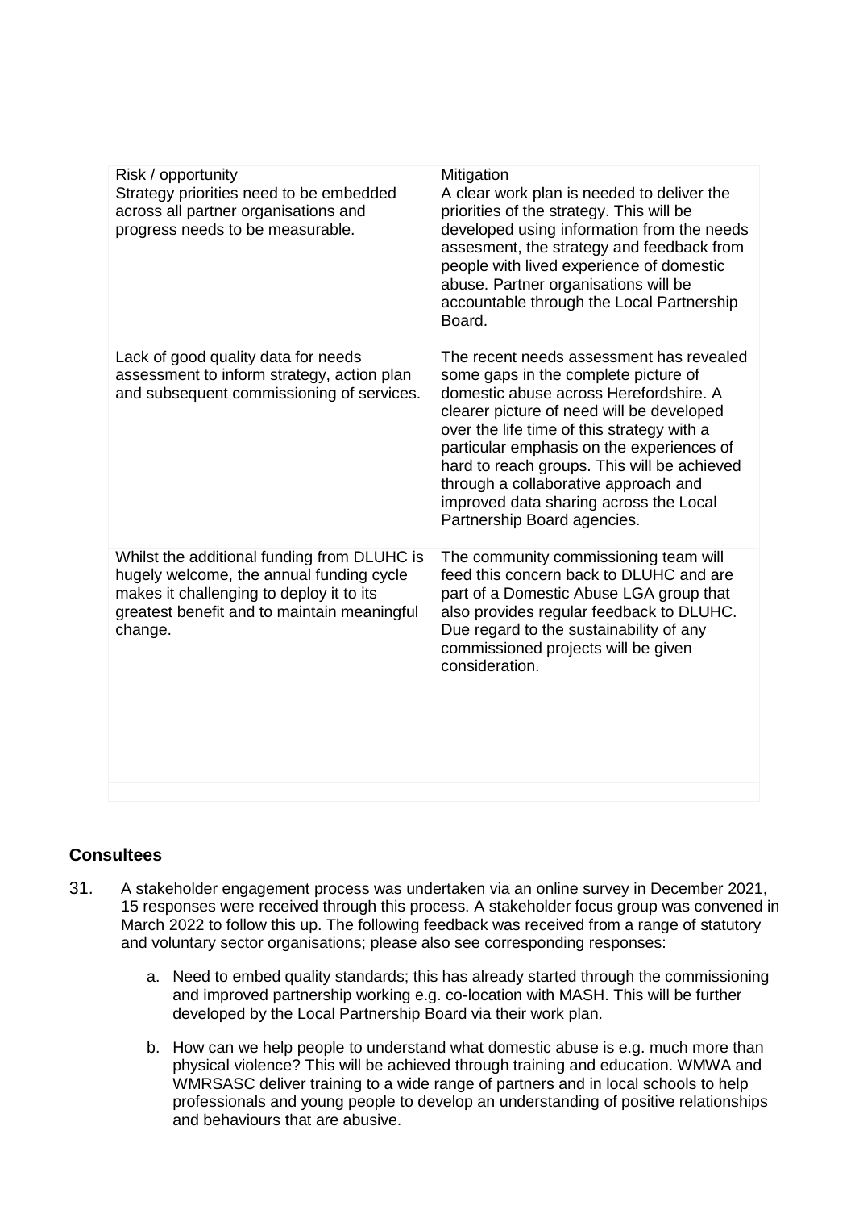| Risk / opportunity | Mitigation |
|---|---|
| Strategy priorities need to be embedded across all partner organisations and progress needs to be measurable. | A clear work plan is needed to deliver the priorities of the strategy. This will be developed using information from the needs assesment, the strategy and feedback from people with lived experience of domestic abuse. Partner organisations will be accountable through the Local Partnership Board. |
| Lack of good quality data for needs assessment to inform strategy, action plan and subsequent commissioning of services. | The recent needs assessment has revealed some gaps in the complete picture of domestic abuse across Herefordshire. A clearer picture of need will be developed over the life time of this strategy with a particular emphasis on the experiences of hard to reach groups. This will be achieved through a collaborative approach and improved data sharing across the Local Partnership Board agencies. |
| Whilst the additional funding from DLUHC is hugely welcome, the annual funding cycle makes it challenging to deploy it to its greatest benefit and to maintain meaningful change. | The community commissioning team will feed this concern back to DLUHC and are part of a Domestic Abuse LGA group that also provides regular feedback to DLUHC. Due regard to the sustainability of any commissioned projects will be given consideration. |

## Consultees

31. A stakeholder engagement process was undertaken via an online survey in December 2021, 15 responses were received through this process. A stakeholder focus group was convened in March 2022 to follow this up. The following feedback was received from a range of statutory and voluntary sector organisations; please also see corresponding responses:

    a. Need to embed quality standards; this has already started through the commissioning and improved partnership working e.g. co-location with MASH. This will be further developed by the Local Partnership Board via their work plan.

    b. How can we help people to understand what domestic abuse is e.g. much more than physical violence? This will be achieved through training and education. WMWA and WMRSASC deliver training to a wide range of partners and in local schools to help professionals and young people to develop an understanding of positive relationships and behaviours that are abusive.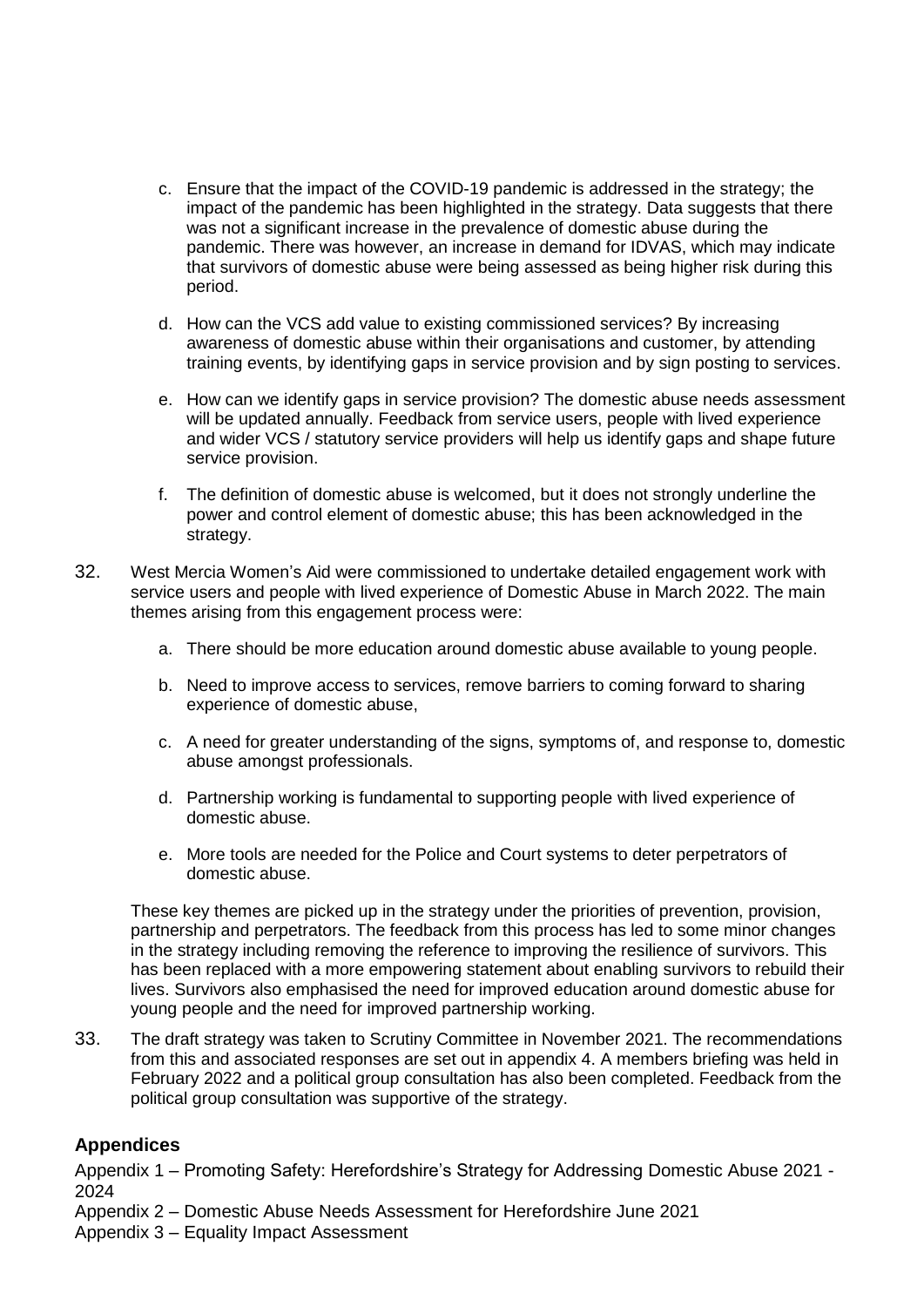c. Ensure that the impact of the COVID-19 pandemic is addressed in the strategy; the impact of the pandemic has been highlighted in the strategy. Data suggests that there was not a significant increase in the prevalence of domestic abuse during the pandemic. There was however, an increase in demand for IDVAS, which may indicate that survivors of domestic abuse were being assessed as being higher risk during this period.

d. How can the VCS add value to existing commissioned services? By increasing awareness of domestic abuse within their organisations and customer, by attending training events, by identifying gaps in service provision and by sign posting to services.

e. How can we identify gaps in service provision? The domestic abuse needs assessment will be updated annually. Feedback from service users, people with lived experience and wider VCS / statutory service providers will help us identify gaps and shape future service provision.

f. The definition of domestic abuse is welcomed, but it does not strongly underline the power and control element of domestic abuse; this has been acknowledged in the strategy.

32. West Mercia Women's Aid were commissioned to undertake detailed engagement work with service users and people with lived experience of Domestic Abuse in March 2022. The main themes arising from this engagement process were:

    a. There should be more education around domestic abuse available to young people.

    b. Need to improve access to services, remove barriers to coming forward to sharing experience of domestic abuse,

    c. A need for greater understanding of the signs, symptoms of, and response to, domestic abuse amongst professionals.

    d. Partnership working is fundamental to supporting people with lived experience of domestic abuse.

    e. More tools are needed for the Police and Court systems to deter perpetrators of domestic abuse.

    These key themes are picked up in the strategy under the priorities of prevention, provision, partnership and perpetrators. The feedback from this process has led to some minor changes in the strategy including removing the reference to improving the resilience of survivors. This has been replaced with a more empowering statement about enabling survivors to rebuild their lives. Survivors also emphasised the need for improved education around domestic abuse for young people and the need for improved partnership working.

33. The draft strategy was taken to Scrutiny Committee in November 2021. The recommendations from this and associated responses are set out in appendix 4. A members briefing was held in February 2022 and a political group consultation has also been completed. Feedback from the political group consultation was supportive of the strategy.

## Appendices

Appendix 1 – Promoting Safety: Herefordshire's Strategy for Addressing Domestic Abuse 2021 - 2024

Appendix 2 – Domestic Abuse Needs Assessment for Herefordshire June 2021

Appendix 3 – Equality Impact Assessment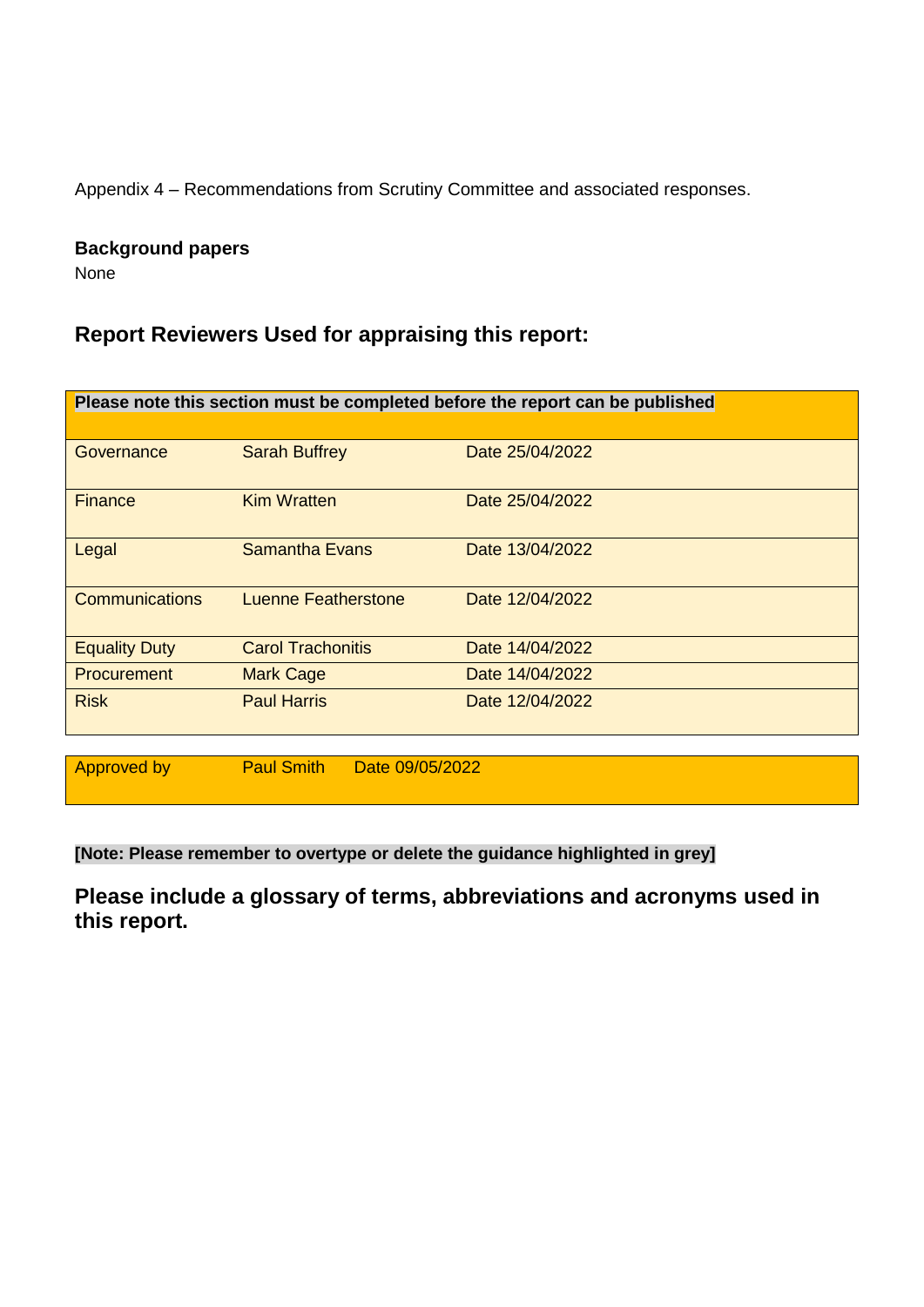Appendix 4 – Recommendations from Scrutiny Committee and associated responses.

**Background papers**

None

## Report Reviewers Used for appraising this report:

| **Please note this section must be completed before the report can be published** | | |
|---|---|---|
| Governance | Sarah Buffrey | Date 25/04/2022 |
| Finance | Kim Wratten | Date 25/04/2022 |
| Legal | Samantha Evans | Date 13/04/2022 |
| Communications | Luenne Featherstone | Date 12/04/2022 |
| Equality Duty | Carol Trachonitis | Date 14/04/2022 |
| Procurement | Mark Cage | Date 14/04/2022 |
| Risk | Paul Harris | Date 12/04/2022 |

| | | |
|---|---|---|
| Approved by | Paul Smith | Date 09/05/2022 |

**[Note: Please remember to overtype or delete the guidance highlighted in grey]**

### Please include a glossary of terms, abbreviations and acronyms used in this report.